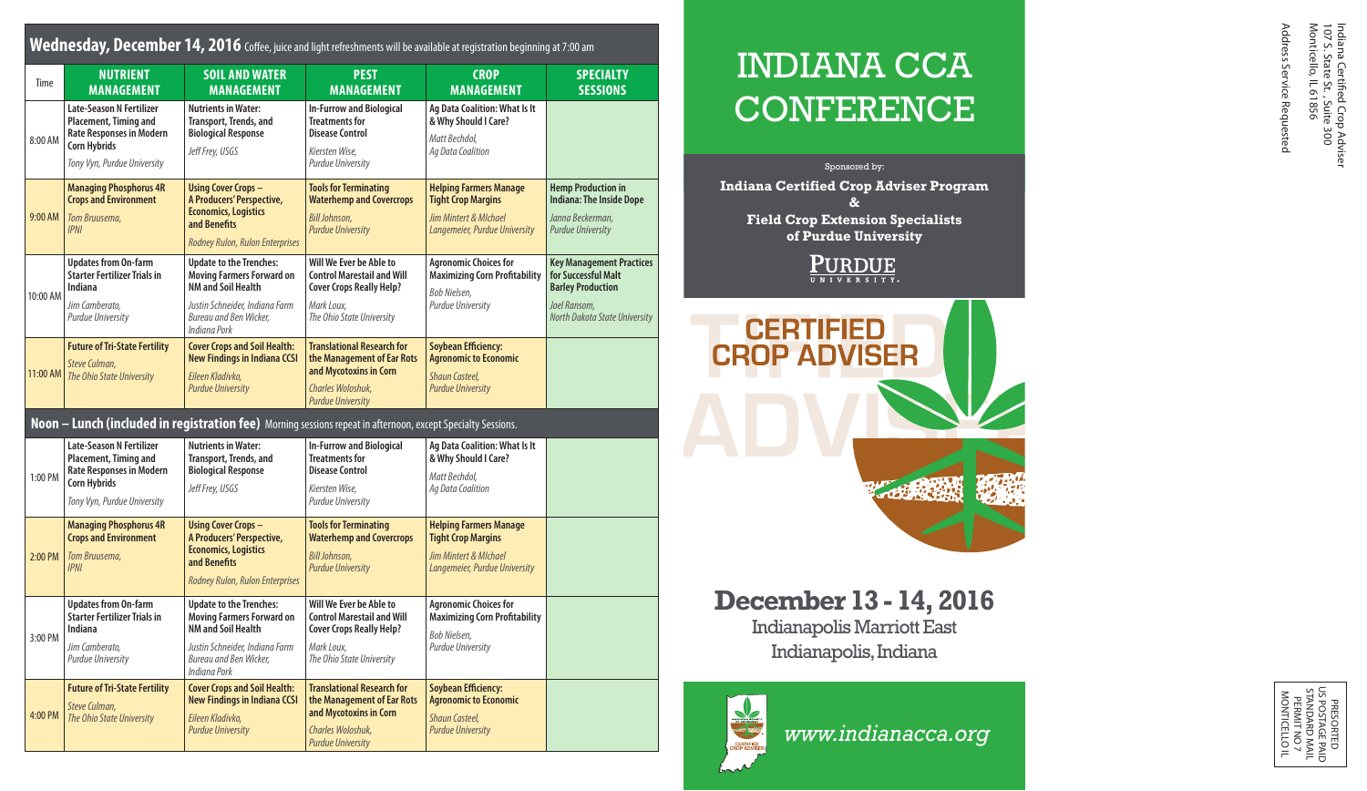## Wednesday, December 14, 2016

Coffee, juice and light refreshments will be available at registration beginning at 7:00 am

| Time | NUTRIENT MANAGEMENT | SOIL AND WATER MANAGEMENT | PEST MANAGEMENT | CROP MANAGEMENT | SPECIALTY SESSIONS |
|---|---|---|---|---|---|
| 8:00 AM | **Late-Season N Fertilizer Placement, Timing and Rate Responses in Modern Corn Hybrids** *Tony Vyn, Purdue University* | **Nutrients in Water: Transport, Trends, and Biological Response** *Jeff Frey, USGS* | **In-Furrow and Biological Treatments for Disease Control** *Kiersten Wise, Purdue University* | **Ag Data Coalition: What Is It & Why Should I Care?** *Matt Bechdol, Ag Data Coalition* | |
| 9:00 AM | **Managing Phosphorus 4R Crops and Environment** *Tom Bruusema, IPNI* | **Using Cover Crops – A Producers' Perspective, Economics, Logistics and Benefits** *Rodney Rulon, Rulon Enterprises* | **Tools for Terminating Waterhemp and Covercrops** *Bill Johnson, Purdue University* | **Helping Farmers Manage Tight Crop Margins** *Jim Mintert & MIchael Langemeier, Purdue University* | **Hemp Production in Indiana: The Inside Dope** *Janna Beckerman, Purdue University* |
| 10:00 AM | **Updates from On-farm Starter Fertilizer Trials in Indiana** *Jim Camberato, Purdue University* | **Update to the Trenches: Moving Farmers Forward on NM and Soil Health** *Justin Schneider, Indiana Farm Bureau and Ben Wicker, Indiana Pork* | **Will We Ever be Able to Control Marestail and Will Cover Crops Really Help?** *Mark Loux, The Ohio State University* | **Agronomic Choices for Maximizing Corn Profitability** *Bob Nielsen, Purdue University* | **Key Management Practices for Successful Malt Barley Production** *Joel Ransom, North Dakota State University* |
| 11:00 AM | **Future of Tri-State Fertility** *Steve Culman, The Ohio State University* | **Cover Crops and Soil Health: New Findings in Indiana CCSI** *Eileen Kladivko, Purdue University* | **Translational Research for the Management of Ear Rots and Mycotoxins in Corn** *Charles Woloshuk, Purdue University* | **Soybean Efficiency: Agronomic to Economic** *Shaun Casteel, Purdue University* | |
| **Noon – Lunch (included in registration fee)** Morning sessions repeat in afternoon, except Specialty Sessions. | | | | | |
| 1:00 PM | **Late-Season N Fertilizer Placement, Timing and Rate Responses in Modern Corn Hybrids** *Tony Vyn, Purdue University* | **Nutrients in Water: Transport, Trends, and Biological Response** *Jeff Frey, USGS* | **In-Furrow and Biological Treatments for Disease Control** *Kiersten Wise, Purdue University* | **Ag Data Coalition: What Is It & Why Should I Care?** *Matt Bechdol, Ag Data Coalition* | |
| 2:00 PM | **Managing Phosphorus 4R Crops and Environment** *Tom Bruusema, IPNI* | **Using Cover Crops – A Producers' Perspective, Economics, Logistics and Benefits** *Rodney Rulon, Rulon Enterprises* | **Tools for Terminating Waterhemp and Covercrops** *Bill Johnson, Purdue University* | **Helping Farmers Manage Tight Crop Margins** *Jim Mintert & MIchael Langemeier, Purdue University* | |
| 3:00 PM | **Updates from On-farm Starter Fertilizer Trials in Indiana** *Jim Camberato, Purdue University* | **Update to the Trenches: Moving Farmers Forward on NM and Soil Health** *Justin Schneider, Indiana Farm Bureau and Ben Wicker, Indiana Pork* | **Will We Ever be Able to Control Marestail and Will Cover Crops Really Help?** *Mark Loux, The Ohio State University* | **Agronomic Choices for Maximizing Corn Profitability** *Bob Nielsen, Purdue University* | |
| 4:00 PM | **Future of Tri-State Fertility** *Steve Culman, The Ohio State University* | **Cover Crops and Soil Health: New Findings in Indiana CCSI** *Eileen Kladivko, Purdue University* | **Translational Research for the Management of Ear Rots and Mycotoxins in Corn** *Charles Woloshuk, Purdue University* | **Soybean Efficiency: Agronomic to Economic** *Shaun Casteel, Purdue University* | |

# INDIANA CCA CONFERENCE

Sponsored by:

**Indiana Certified Crop Adviser Program & Field Crop Extension Specialists of Purdue University**

PURDUE UNIVERSITY

CERTIFIED CROP ADVISER

## December 13 - 14, 2016

Indianapolis Marriott East
Indianapolis, Indiana

*www.indianacca.org*

Indiana Certified Crop Adviser
107 S. State St., Suite 300
Monticello, IL 61856

Address Service Requested

PRESORTED
US POSTAGE PAID
STANDARD MAIL
PERMIT NO 7
MONTICELLO IL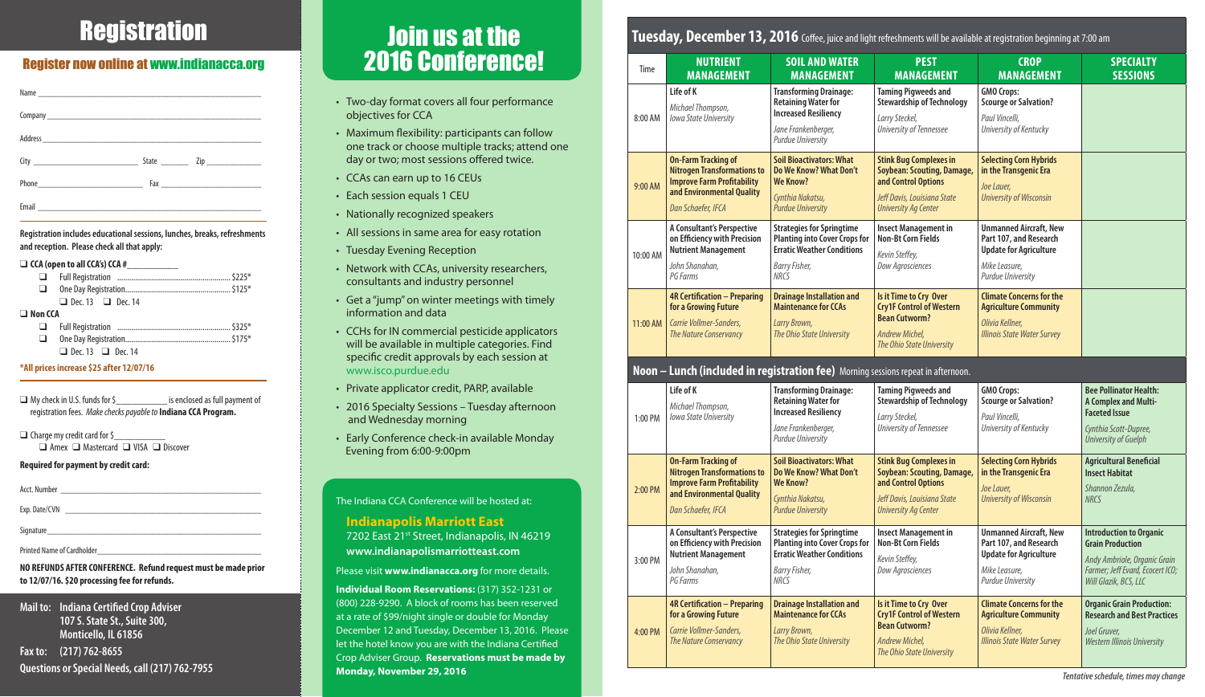# Registration

## Register now online at www.indianacca.org

Name ____________________

Company ____________________

Address ____________________

City ____________ State ______ Zip ________

Phone ____________ Fax ____________

Email ____________________

**Registration includes educational sessions, lunches, breaks, refreshments and reception. Please check all that apply:**

❑ **CCA (open to all CCA's) CCA #** __________
- ❑ Full Registration ........ $225*
- ❑ One Day Registration ........ $125*
  - ❑ Dec. 13 ❑ Dec. 14

❑ **Non CCA**
- ❑ Full Registration ........ $325*
- ❑ One Day Registration ........ $175*
  - ❑ Dec. 13 ❑ Dec. 14

***All prices increase $25 after 12/07/16**

❑ My check in U.S. funds for $__________ is enclosed as full payment of registration fees. *Make checks payable to* **Indiana CCA Program.**

❑ Charge my credit card for $__________
❑ Amex ❑ Mastercard ❑ VISA ❑ Discover

**Required for payment by credit card:**

Acct. Number ____________________

Exp. Date/CVN ____________________

Signature ____________________

Printed Name of Cardholder ____________________

**NO REFUNDS AFTER CONFERENCE. Refund request must be made prior to 12/07/16. $20 processing fee for refunds.**

**Mail to: Indiana Certified Crop Adviser**
**107 S. State St., Suite 300,**
**Monticello, IL 61856**

**Fax to: (217) 762-8655**

**Questions or Special Needs, call (217) 762-7955**

# Join us at the 2016 Conference!

- Two-day format covers all four performance objectives for CCA
- Maximum flexibility: participants can follow one track or choose multiple tracks; attend one day or two; most sessions offered twice.
- CCAs can earn up to 16 CEUs
- Each session equals 1 CEU
- Nationally recognized speakers
- All sessions in same area for easy rotation
- Tuesday Evening Reception
- Network with CCAs, university researchers, consultants and industry personnel
- Get a "jump" on winter meetings with timely information and data
- CCHs for IN commercial pesticide applicators will be available in multiple categories. Find specific credit approvals by each session at www.isco.purdue.edu
- Private applicator credit, PARP, available
- 2016 Specialty Sessions – Tuesday afternoon and Wednesday morning
- Early Conference check-in available Monday Evening from 6:00-9:00pm

The Indiana CCA Conference will be hosted at:

**Indianapolis Marriott East**
7202 East 21st Street, Indianapolis, IN 46219
**www.indianapolismarriotteast.com**

Please visit **www.indianacca.org** for more details.

**Individual Room Reservations:** (317) 352-1231 or (800) 228-9290. A block of rooms has been reserved at a rate of $99/night single or double for Monday December 12 and Tuesday, December 13, 2016. Please let the hotel know you are with the Indiana Certified Crop Adviser Group. **Reservations must be made by Monday, November 29, 2016**

## Tuesday, December 13, 2016

Coffee, juice and light refreshments will be available at registration beginning at 7:00 am

| Time | NUTRIENT MANAGEMENT | SOIL AND WATER MANAGEMENT | PEST MANAGEMENT | CROP MANAGEMENT | SPECIALTY SESSIONS |
|---|---|---|---|---|---|
| 8:00 AM | **Life of K** *Michael Thompson, Iowa State University* | **Transforming Drainage: Retaining Water for Increased Resiliency** *Jane Frankenberger, Purdue University* | **Taming Pigweeds and Stewardship of Technology** *Larry Steckel, University of Tennessee* | **GMO Crops: Scourge or Salvation?** *Paul Vincelli, University of Kentucky* | |
| 9:00 AM | **On-Farm Tracking of Nitrogen Transformations to Improve Farm Profitability and Environmental Quality** *Dan Schaefer, IFCA* | **Soil Bioactivators: What Do We Know? What Don't We Know?** *Cynthia Nakatsu, Purdue University* | **Stink Bug Complexes in Soybean: Scouting, Damage, and Control Options** *Jeff Davis, Louisiana State University Ag Center* | **Selecting Corn Hybrids in the Transgenic Era** *Joe Lauer, University of Wisconsin* | |
| 10:00 AM | **A Consultant's Perspective on Efficiency with Precision Nutrient Management** *John Shanahan, PG Farms* | **Strategies for Springtime Planting into Cover Crops for Erratic Weather Conditions** *Barry Fisher, NRCS* | **Insect Management in Non-Bt Corn Fields** *Kevin Steffey, Dow Agrosciences* | **Unmanned Aircraft, New Part 107, and Research Update for Agriculture** *Mike Leasure, Purdue University* | |
| 11:00 AM | **4R Certification – Preparing for a Growing Future** *Carrie Vollmer-Sanders, The Nature Conservancy* | **Drainage Installation and Maintenance for CCAs** *Larry Brown, The Ohio State University* | **Is it Time to Cry Over Cry1F Control of Western Bean Cutworm?** *Andrew Michel, The Ohio State University* | **Climate Concerns for the Agriculture Community** *Olivia Kellner, Illinois State Water Survey* | |
| **Noon – Lunch (included in registration fee)** Morning sessions repeat in afternoon. | | | | | |
| 1:00 PM | **Life of K** *Michael Thompson, Iowa State University* | **Transforming Drainage: Retaining Water for Increased Resiliency** *Jane Frankenberger, Purdue University* | **Taming Pigweeds and Stewardship of Technology** *Larry Steckel, University of Tennessee* | **GMO Crops: Scourge or Salvation?** *Paul Vincelli, University of Kentucky* | **Bee Pollinator Health: A Complex and Multi-Faceted Issue** *Cynthia Scott-Dupree, University of Guelph* |
| 2:00 PM | **On-Farm Tracking of Nitrogen Transformations to Improve Farm Profitability and Environmental Quality** *Dan Schaefer, IFCA* | **Soil Bioactivators: What Do We Know? What Don't We Know?** *Cynthia Nakatsu, Purdue University* | **Stink Bug Complexes in Soybean: Scouting, Damage, and Control Options** *Jeff Davis, Louisiana State University Ag Center* | **Selecting Corn Hybrids in the Transgenic Era** *Joe Lauer, University of Wisconsin* | **Agricultural Beneficial Insect Habitat** *Shannon Zezula, NRCS* |
| 3:00 PM | **A Consultant's Perspective on Efficiency with Precision Nutrient Management** *John Shanahan, PG Farms* | **Strategies for Springtime Planting into Cover Crops for Erratic Weather Conditions** *Barry Fisher, NRCS* | **Insect Management in Non-Bt Corn Fields** *Kevin Steffey, Dow Agrosciences* | **Unmanned Aircraft, New Part 107, and Research Update for Agriculture** *Mike Leasure, Purdue University* | **Introduction to Organic Grain Production** *Andy Ambriole, Organic Grain Farmer; Jeff Evard, Ecocert ICO; Will Glazik, BCS, LLC* |
| 4:00 PM | **4R Certification – Preparing for a Growing Future** *Carrie Vollmer-Sanders, The Nature Conservancy* | **Drainage Installation and Maintenance for CCAs** *Larry Brown, The Ohio State University* | **Is it Time to Cry Over Cry1F Control of Western Bean Cutworm?** *Andrew Michel, The Ohio State University* | **Climate Concerns for the Agriculture Community** *Olivia Kellner, Illinois State Water Survey* | **Organic Grain Production: Research and Best Practices** *Joel Gruver, Western Illinois University* |

*Tentative schedule, times may change*